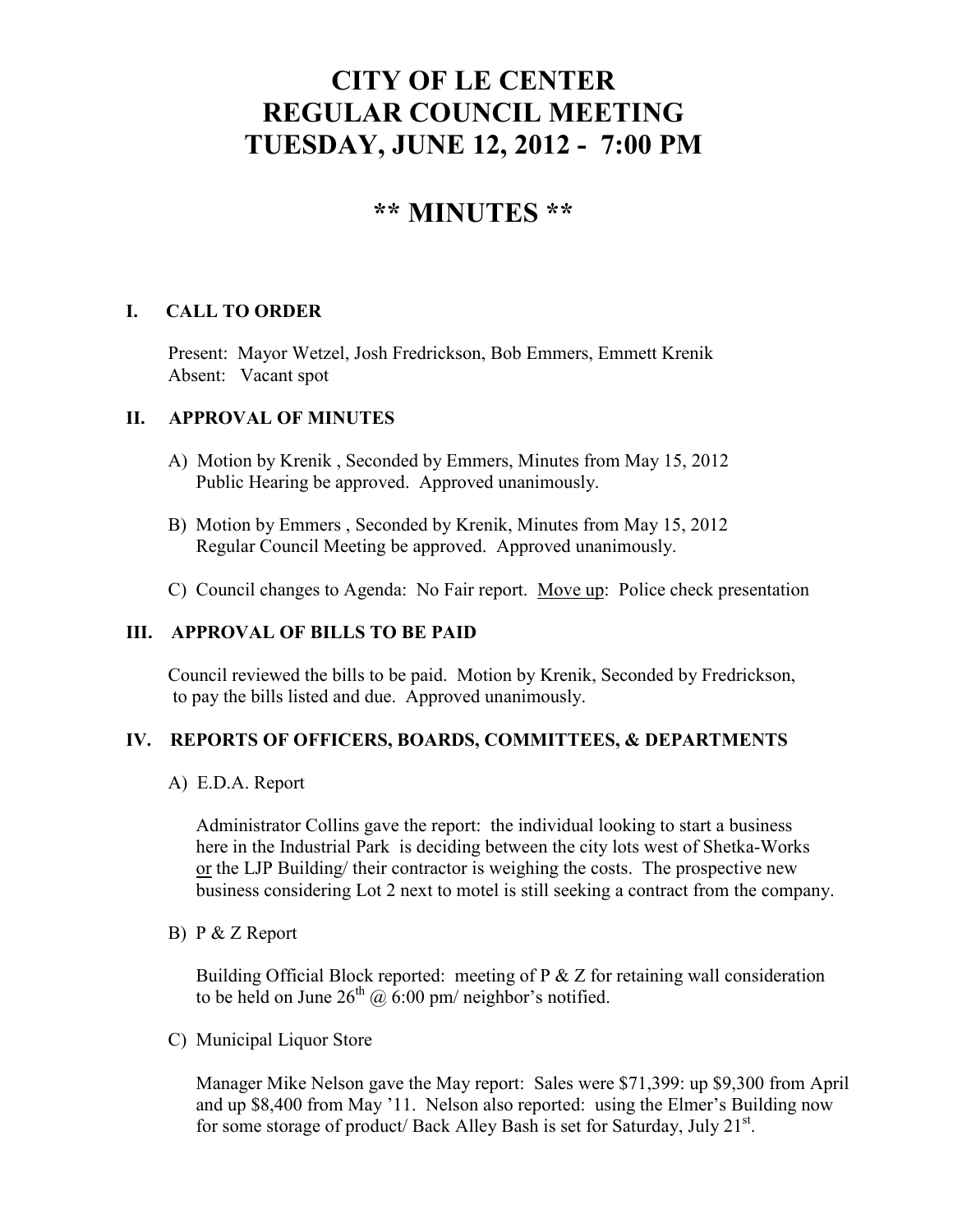# CITY OF LE CENTER
# REGULAR COUNCIL MEETING
# TUESDAY, JUNE 12, 2012 - 7:00 PM

## ** MINUTES **

### I. CALL TO ORDER

Present: Mayor Wetzel, Josh Fredrickson, Bob Emmers, Emmett Krenik
Absent: Vacant spot

### II. APPROVAL OF MINUTES

A) Motion by Krenik , Seconded by Emmers, Minutes from May 15, 2012 Public Hearing be approved. Approved unanimously.

B) Motion by Emmers , Seconded by Krenik, Minutes from May 15, 2012 Regular Council Meeting be approved. Approved unanimously.

C) Council changes to Agenda: No Fair report. Move up: Police check presentation

### III. APPROVAL OF BILLS TO BE PAID

Council reviewed the bills to be paid. Motion by Krenik, Seconded by Fredrickson, to pay the bills listed and due. Approved unanimously.

### IV. REPORTS OF OFFICERS, BOARDS, COMMITTEES, & DEPARTMENTS

A) E.D.A. Report

Administrator Collins gave the report: the individual looking to start a business here in the Industrial Park is deciding between the city lots west of Shetka-Works or the LJP Building/ their contractor is weighing the costs. The prospective new business considering Lot 2 next to motel is still seeking a contract from the company.

B) P & Z Report

Building Official Block reported: meeting of P & Z for retaining wall consideration to be held on June 26th @ 6:00 pm/ neighbor's notified.

C) Municipal Liquor Store

Manager Mike Nelson gave the May report: Sales were $71,399: up $9,300 from April and up $8,400 from May '11. Nelson also reported: using the Elmer's Building now for some storage of product/ Back Alley Bash is set for Saturday, July 21st.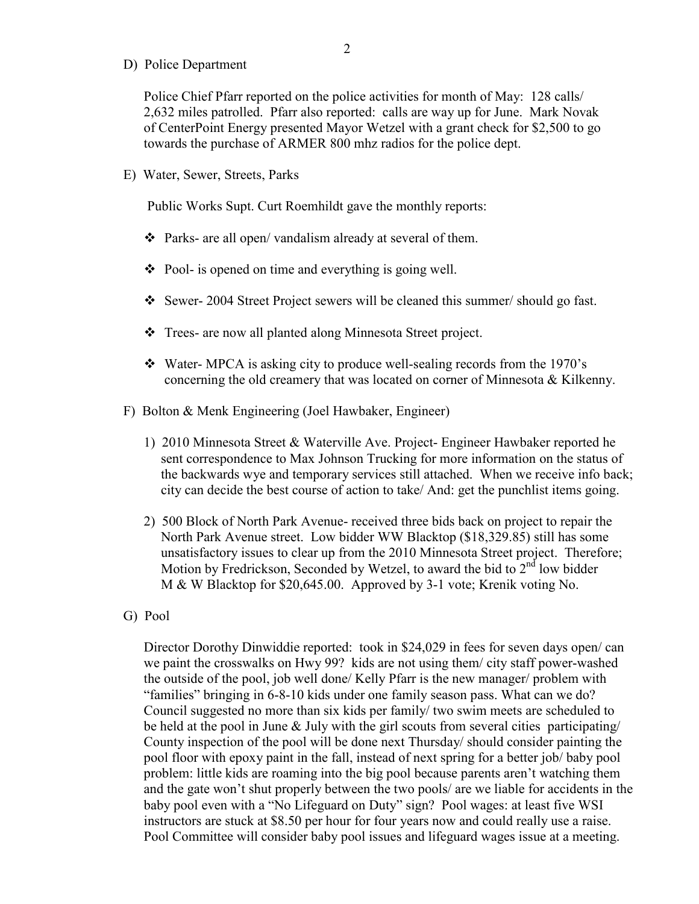D) Police Department

Police Chief Pfarr reported on the police activities for month of May: 128 calls/ 2,632 miles patrolled. Pfarr also reported: calls are way up for June. Mark Novak of CenterPoint Energy presented Mayor Wetzel with a grant check for $2,500 to go towards the purchase of ARMER 800 mhz radios for the police dept.

E) Water, Sewer, Streets, Parks

Public Works Supt. Curt Roemhildt gave the monthly reports:

- Parks- are all open/ vandalism already at several of them.
- Pool- is opened on time and everything is going well.
- Sewer- 2004 Street Project sewers will be cleaned this summer/ should go fast.
- Trees- are now all planted along Minnesota Street project.
- Water- MPCA is asking city to produce well-sealing records from the 1970's concerning the old creamery that was located on corner of Minnesota & Kilkenny.

F) Bolton & Menk Engineering (Joel Hawbaker, Engineer)

1) 2010 Minnesota Street & Waterville Ave. Project- Engineer Hawbaker reported he sent correspondence to Max Johnson Trucking for more information on the status of the backwards wye and temporary services still attached. When we receive info back; city can decide the best course of action to take/ And: get the punchlist items going.

2) 500 Block of North Park Avenue- received three bids back on project to repair the North Park Avenue street. Low bidder WW Blacktop ($18,329.85) still has some unsatisfactory issues to clear up from the 2010 Minnesota Street project. Therefore; Motion by Fredrickson, Seconded by Wetzel, to award the bid to 2nd low bidder M & W Blacktop for $20,645.00. Approved by 3-1 vote; Krenik voting No.

G) Pool

Director Dorothy Dinwiddie reported: took in $24,029 in fees for seven days open/ can we paint the crosswalks on Hwy 99? kids are not using them/ city staff power-washed the outside of the pool, job well done/ Kelly Pfarr is the new manager/ problem with "families" bringing in 6-8-10 kids under one family season pass. What can we do? Council suggested no more than six kids per family/ two swim meets are scheduled to be held at the pool in June & July with the girl scouts from several cities participating/ County inspection of the pool will be done next Thursday/ should consider painting the pool floor with epoxy paint in the fall, instead of next spring for a better job/ baby pool problem: little kids are roaming into the big pool because parents aren't watching them and the gate won't shut properly between the two pools/ are we liable for accidents in the baby pool even with a "No Lifeguard on Duty" sign? Pool wages: at least five WSI instructors are stuck at $8.50 per hour for four years now and could really use a raise. Pool Committee will consider baby pool issues and lifeguard wages issue at a meeting.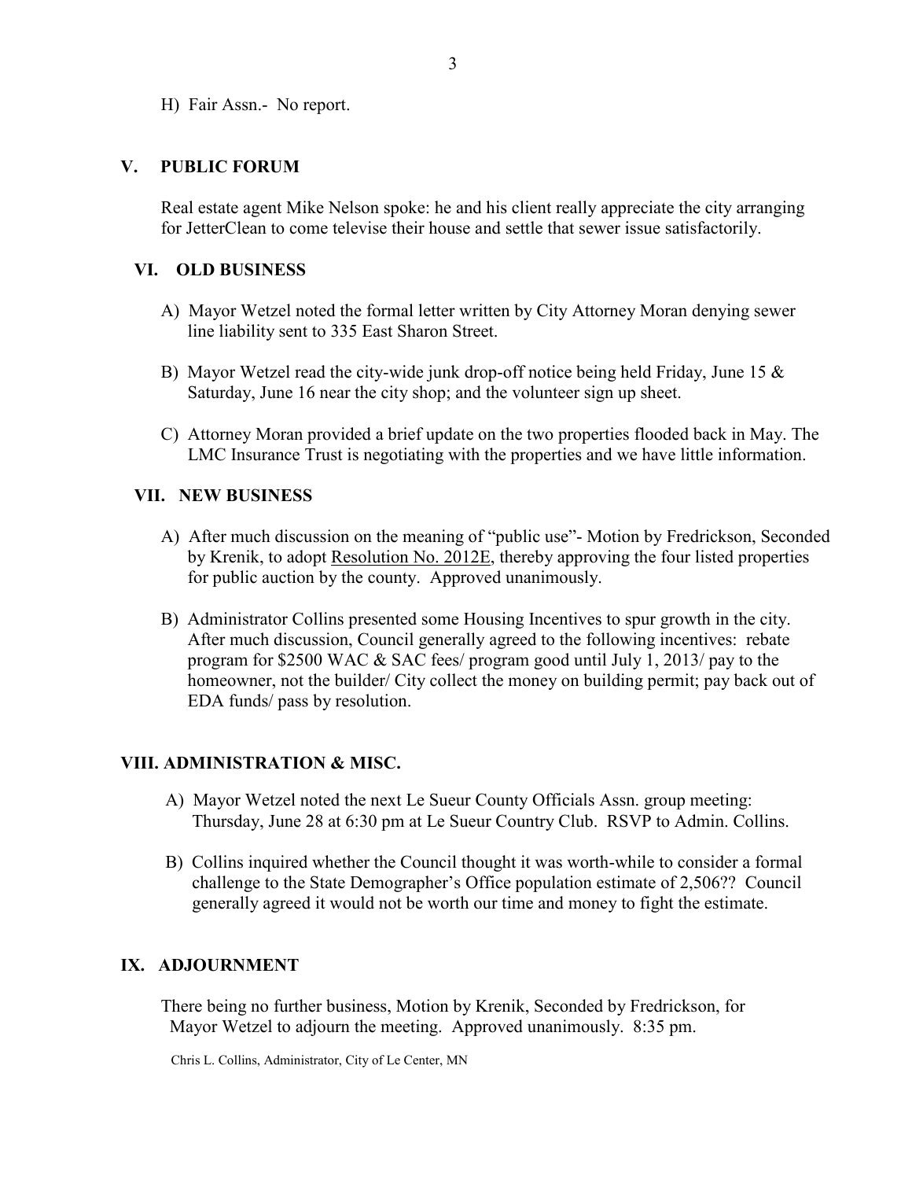H) Fair Assn.- No report.

## V. PUBLIC FORUM

Real estate agent Mike Nelson spoke: he and his client really appreciate the city arranging for JetterClean to come televise their house and settle that sewer issue satisfactorily.

## VI. OLD BUSINESS

A) Mayor Wetzel noted the formal letter written by City Attorney Moran denying sewer line liability sent to 335 East Sharon Street.

B) Mayor Wetzel read the city-wide junk drop-off notice being held Friday, June 15 & Saturday, June 16 near the city shop; and the volunteer sign up sheet.

C) Attorney Moran provided a brief update on the two properties flooded back in May. The LMC Insurance Trust is negotiating with the properties and we have little information.

## VII. NEW BUSINESS

A) After much discussion on the meaning of "public use"- Motion by Fredrickson, Seconded by Krenik, to adopt Resolution No. 2012E, thereby approving the four listed properties for public auction by the county. Approved unanimously.

B) Administrator Collins presented some Housing Incentives to spur growth in the city. After much discussion, Council generally agreed to the following incentives: rebate program for $2500 WAC & SAC fees/ program good until July 1, 2013/ pay to the homeowner, not the builder/ City collect the money on building permit; pay back out of EDA funds/ pass by resolution.

## VIII. ADMINISTRATION & MISC.

A) Mayor Wetzel noted the next Le Sueur County Officials Assn. group meeting: Thursday, June 28 at 6:30 pm at Le Sueur Country Club. RSVP to Admin. Collins.

B) Collins inquired whether the Council thought it was worth-while to consider a formal challenge to the State Demographer's Office population estimate of 2,506?? Council generally agreed it would not be worth our time and money to fight the estimate.

## IX. ADJOURNMENT

There being no further business, Motion by Krenik, Seconded by Fredrickson, for Mayor Wetzel to adjourn the meeting. Approved unanimously. 8:35 pm.

Chris L. Collins, Administrator, City of Le Center, MN